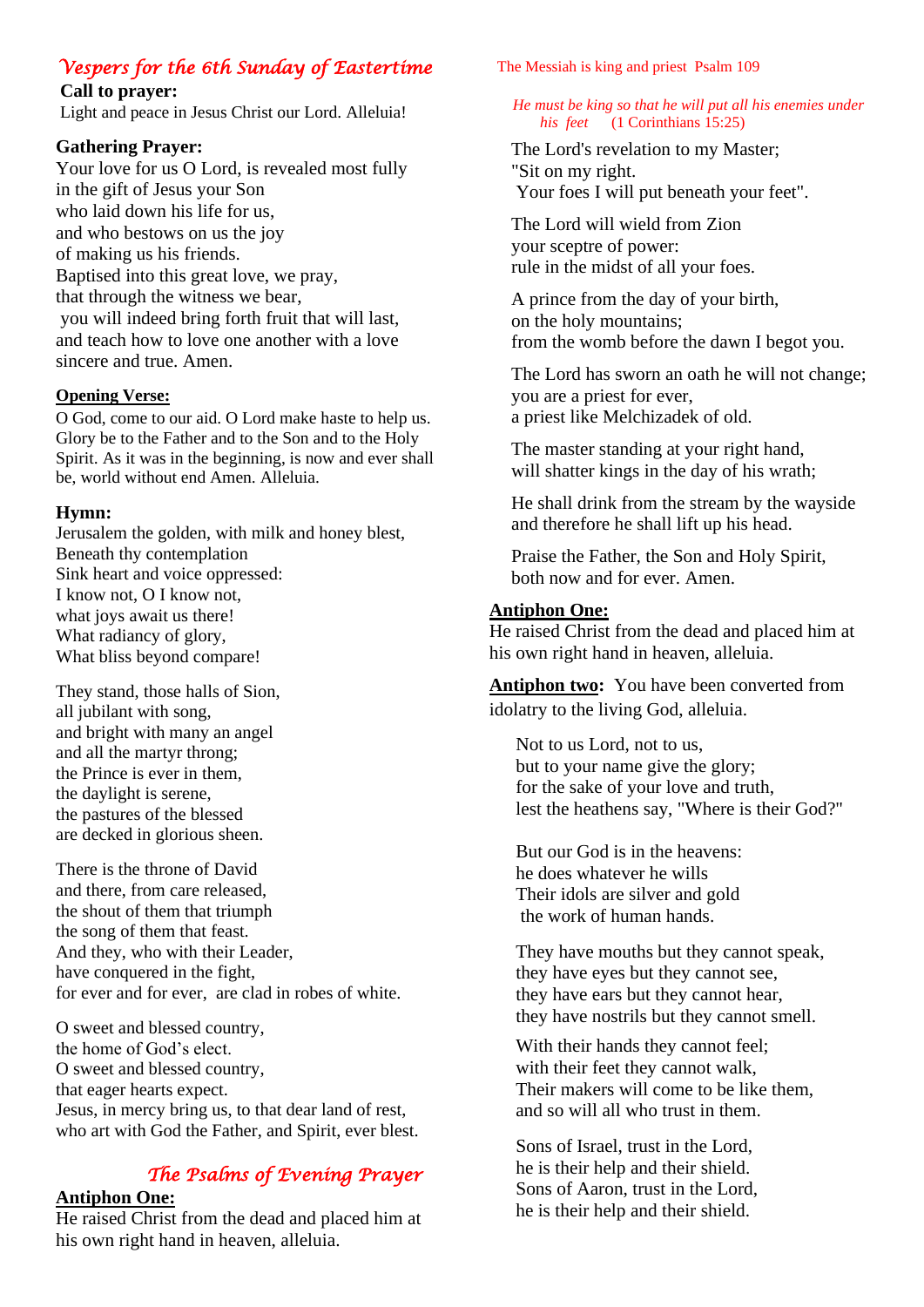# *Vespers for the 6th Sunday of Eastertime*

**Call to prayer:**
Light and peace in Jesus Christ our Lord. Alleluia!

**Gathering Prayer:**
Your love for us O Lord, is revealed most fully
in the gift of Jesus your Son
who laid down his life for us,
and who bestows on us the joy
of making us his friends.
Baptised into this great love, we pray,
that through the witness we bear,
you will indeed bring forth fruit that will last,
and teach how to love one another with a love
sincere and true. Amen.

**Opening Verse:**
O God, come to our aid. O Lord make haste to help us. Glory be to the Father and to the Son and to the Holy Spirit. As it was in the beginning, is now and ever shall be, world without end Amen. Alleluia.

**Hymn:**
Jerusalem the golden, with milk and honey blest,
Beneath thy contemplation
Sink heart and voice oppressed:
I know not, O I know not,
what joys await us there!
What radiancy of glory,
What bliss beyond compare!

They stand, those halls of Sion,
all jubilant with song,
and bright with many an angel
and all the martyr throng;
the Prince is ever in them,
the daylight is serene,
the pastures of the blessed
are decked in glorious sheen.

There is the throne of David
and there, from care released,
the shout of them that triumph
the song of them that feast.
And they, who with their Leader,
have conquered in the fight,
for ever and for ever, are clad in robes of white.

O sweet and blessed country,
the home of God's elect.
O sweet and blessed country,
that eager hearts expect.
Jesus, in mercy bring us, to that dear land of rest,
who art with God the Father, and Spirit, ever blest.

## *The Psalms of Evening Prayer*

**Antiphon One:**
He raised Christ from the dead and placed him at his own right hand in heaven, alleluia.

The Messiah is king and priest Psalm 109

*He must be king so that he will put all his enemies under his feet* (1 Corinthians 15:25)

The Lord's revelation to my Master;
"Sit on my right.
Your foes I will put beneath your feet".

The Lord will wield from Zion
your sceptre of power:
rule in the midst of all your foes.

A prince from the day of your birth,
on the holy mountains;
from the womb before the dawn I begot you.

The Lord has sworn an oath he will not change;
you are a priest for ever,
a priest like Melchizadek of old.

The master standing at your right hand,
will shatter kings in the day of his wrath;

He shall drink from the stream by the wayside
and therefore he shall lift up his head.

Praise the Father, the Son and Holy Spirit,
both now and for ever. Amen.

**Antiphon One:**
He raised Christ from the dead and placed him at his own right hand in heaven, alleluia.

**Antiphon two:** You have been converted from idolatry to the living God, alleluia.

Not to us Lord, not to us,
but to your name give the glory;
for the sake of your love and truth,
lest the heathens say, "Where is their God?"

But our God is in the heavens:
he does whatever he wills
Their idols are silver and gold
the work of human hands.

They have mouths but they cannot speak,
they have eyes but they cannot see,
they have ears but they cannot hear,
they have nostrils but they cannot smell.

With their hands they cannot feel;
with their feet they cannot walk,
Their makers will come to be like them,
and so will all who trust in them.

Sons of Israel, trust in the Lord,
he is their help and their shield.
Sons of Aaron, trust in the Lord,
he is their help and their shield.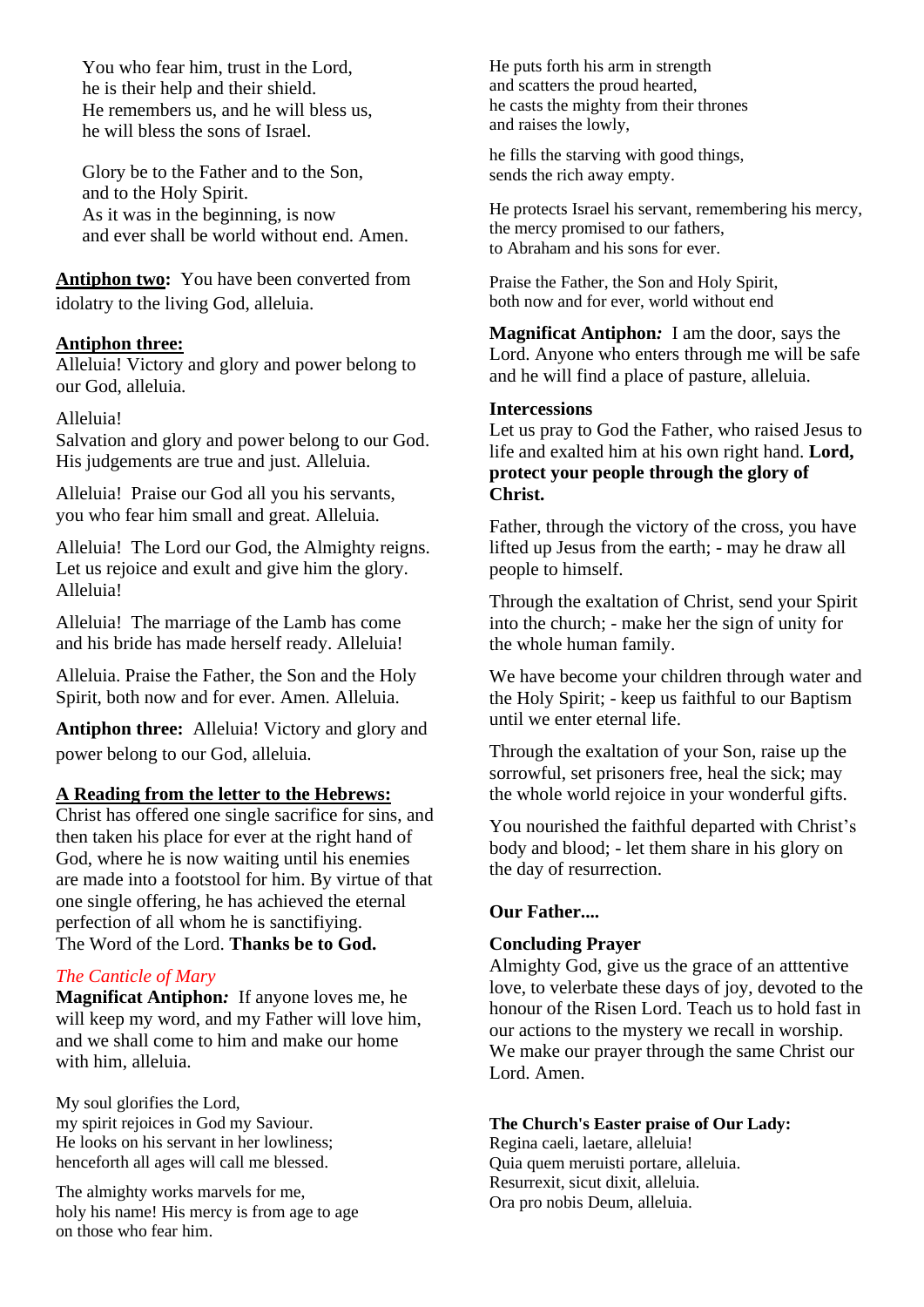You who fear him, trust in the Lord,
he is their help and their shield.
He remembers us, and he will bless us,
he will bless the sons of Israel.

Glory be to the Father and to the Son,
and to the Holy Spirit.
As it was in the beginning, is now
and ever shall be world without end. Amen.

**Antiphon two:** You have been converted from idolatry to the living God, alleluia.

**Antiphon three:**
Alleluia! Victory and glory and power belong to our God, alleluia.

Alleluia!
Salvation and glory and power belong to our God.
His judgements are true and just. Alleluia.

Alleluia! Praise our God all you his servants,
you who fear him small and great. Alleluia.

Alleluia! The Lord our God, the Almighty reigns.
Let us rejoice and exult and give him the glory.
Alleluia!

Alleluia! The marriage of the Lamb has come
and his bride has made herself ready. Alleluia!

Alleluia. Praise the Father, the Son and the Holy Spirit, both now and for ever. Amen. Alleluia.

**Antiphon three:** Alleluia! Victory and glory and power belong to our God, alleluia.

**A Reading from the letter to the Hebrews:**
Christ has offered one single sacrifice for sins, and then taken his place for ever at the right hand of God, where he is now waiting until his enemies are made into a footstool for him. By virtue of that one single offering, he has achieved the eternal perfection of all whom he is sanctifiying.
The Word of the Lord. **Thanks be to God.**

*The Canticle of Mary*
**Magnificat Antiphon:** If anyone loves me, he will keep my word, and my Father will love him, and we shall come to him and make our home with him, alleluia.

My soul glorifies the Lord,
my spirit rejoices in God my Saviour.
He looks on his servant in her lowliness;
henceforth all ages will call me blessed.

The almighty works marvels for me,
holy his name! His mercy is from age to age
on those who fear him.

He puts forth his arm in strength
and scatters the proud hearted,
he casts the mighty from their thrones
and raises the lowly,

he fills the starving with good things,
sends the rich away empty.

He protects Israel his servant, remembering his mercy,
the mercy promised to our fathers,
to Abraham and his sons for ever.

Praise the Father, the Son and Holy Spirit,
both now and for ever, world without end

**Magnificat Antiphon:** I am the door, says the Lord. Anyone who enters through me will be safe and he will find a place of pasture, alleluia.

**Intercessions**
Let us pray to God the Father, who raised Jesus to life and exalted him at his own right hand. **Lord, protect your people through the glory of Christ.**

Father, through the victory of the cross, you have lifted up Jesus from the earth; - may he draw all people to himself.

Through the exaltation of Christ, send your Spirit into the church; - make her the sign of unity for the whole human family.

We have become your children through water and the Holy Spirit; - keep us faithful to our Baptism until we enter eternal life.

Through the exaltation of your Son, raise up the sorrowful, set prisoners free, heal the sick; may the whole world rejoice in your wonderful gifts.

You nourished the faithful departed with Christ's body and blood; - let them share in his glory on the day of resurrection.

**Our Father....**

**Concluding Prayer**
Almighty God, give us the grace of an atttentive love, to velerbate these days of joy, devoted to the honour of the Risen Lord. Teach us to hold fast in our actions to the mystery we recall in worship. We make our prayer through the same Christ our Lord. Amen.

**The Church's Easter praise of Our Lady:**
Regina caeli, laetare, alleluia!
Quia quem meruisti portare, alleluia.
Resurrexit, sicut dixit, alleluia.
Ora pro nobis Deum, alleluia.